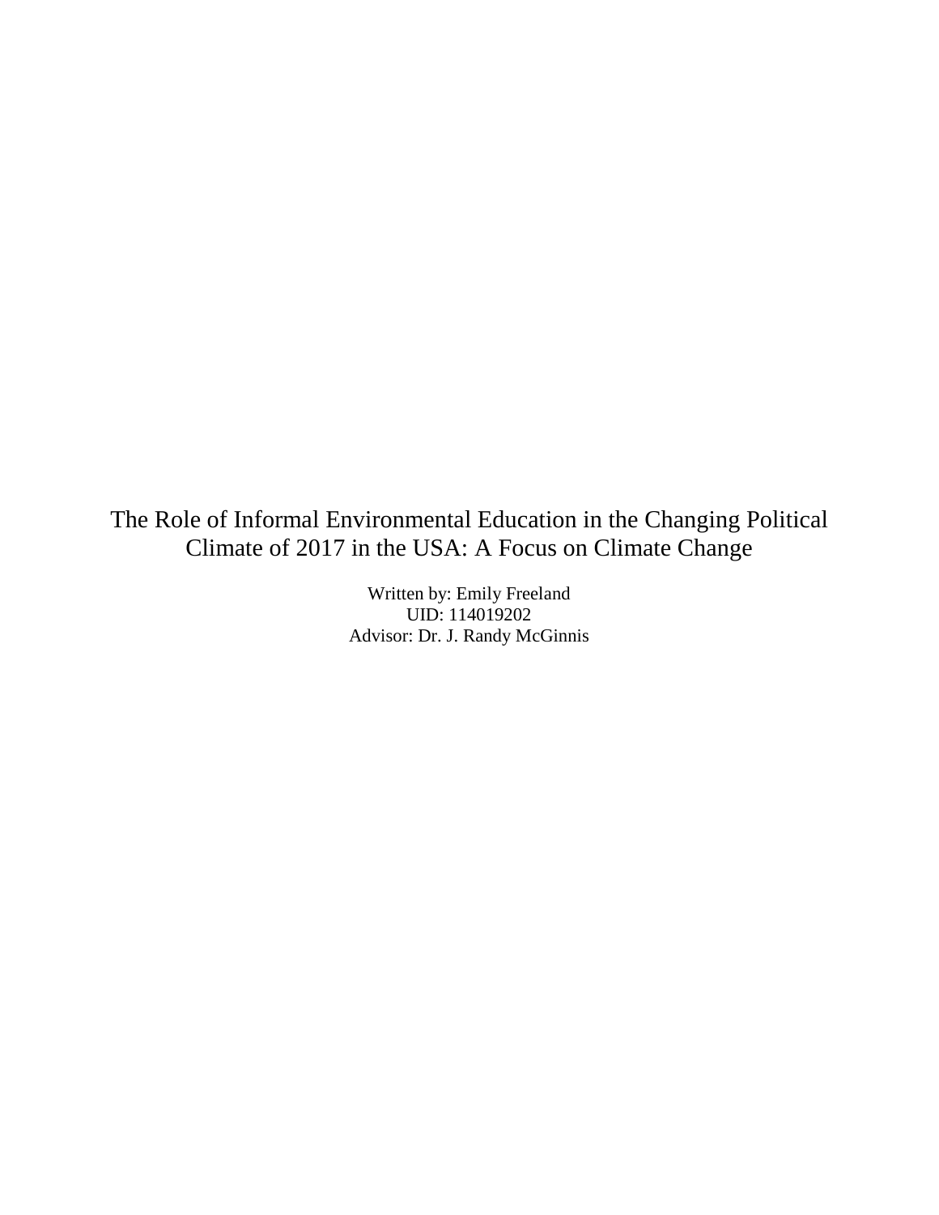# The Role of Informal Environmental Education in the Changing Political Climate of 2017 in the USA: A Focus on Climate Change

Written by: Emily Freeland
UID: 114019202
Advisor: Dr. J. Randy McGinnis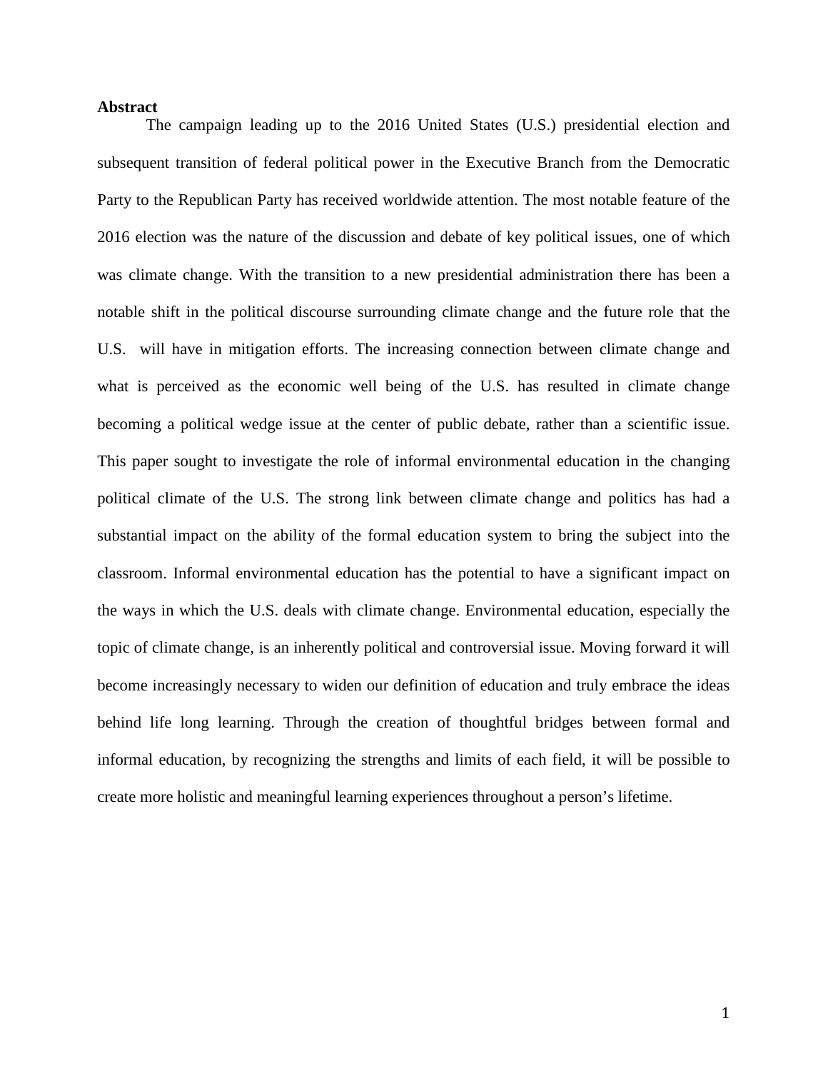**Abstract**

The campaign leading up to the 2016 United States (U.S.) presidential election and subsequent transition of federal political power in the Executive Branch from the Democratic Party to the Republican Party has received worldwide attention. The most notable feature of the 2016 election was the nature of the discussion and debate of key political issues, one of which was climate change. With the transition to a new presidential administration there has been a notable shift in the political discourse surrounding climate change and the future role that the U.S. will have in mitigation efforts. The increasing connection between climate change and what is perceived as the economic well being of the U.S. has resulted in climate change becoming a political wedge issue at the center of public debate, rather than a scientific issue. This paper sought to investigate the role of informal environmental education in the changing political climate of the U.S. The strong link between climate change and politics has had a substantial impact on the ability of the formal education system to bring the subject into the classroom. Informal environmental education has the potential to have a significant impact on the ways in which the U.S. deals with climate change. Environmental education, especially the topic of climate change, is an inherently political and controversial issue. Moving forward it will become increasingly necessary to widen our definition of education and truly embrace the ideas behind life long learning. Through the creation of thoughtful bridges between formal and informal education, by recognizing the strengths and limits of each field, it will be possible to create more holistic and meaningful learning experiences throughout a person's lifetime.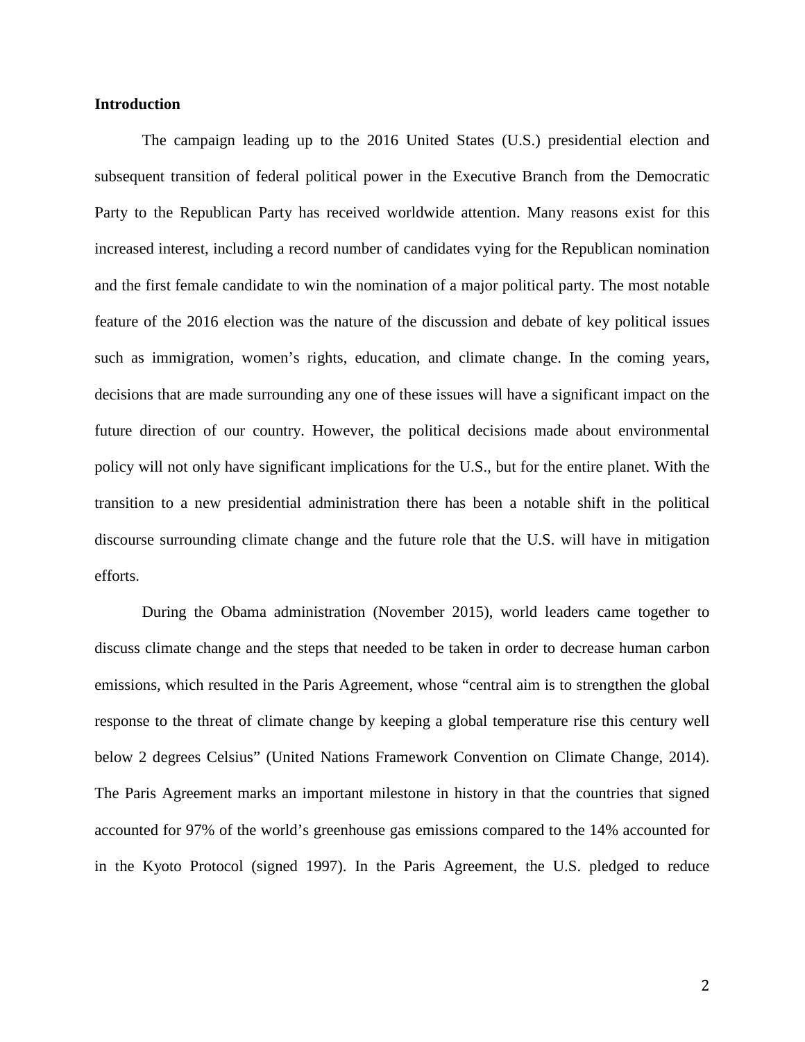**Introduction**

The campaign leading up to the 2016 United States (U.S.) presidential election and subsequent transition of federal political power in the Executive Branch from the Democratic Party to the Republican Party has received worldwide attention. Many reasons exist for this increased interest, including a record number of candidates vying for the Republican nomination and the first female candidate to win the nomination of a major political party. The most notable feature of the 2016 election was the nature of the discussion and debate of key political issues such as immigration, women's rights, education, and climate change. In the coming years, decisions that are made surrounding any one of these issues will have a significant impact on the future direction of our country. However, the political decisions made about environmental policy will not only have significant implications for the U.S., but for the entire planet. With the transition to a new presidential administration there has been a notable shift in the political discourse surrounding climate change and the future role that the U.S. will have in mitigation efforts.

During the Obama administration (November 2015), world leaders came together to discuss climate change and the steps that needed to be taken in order to decrease human carbon emissions, which resulted in the Paris Agreement, whose "central aim is to strengthen the global response to the threat of climate change by keeping a global temperature rise this century well below 2 degrees Celsius" (United Nations Framework Convention on Climate Change, 2014). The Paris Agreement marks an important milestone in history in that the countries that signed accounted for 97% of the world's greenhouse gas emissions compared to the 14% accounted for in the Kyoto Protocol (signed 1997). In the Paris Agreement, the U.S. pledged to reduce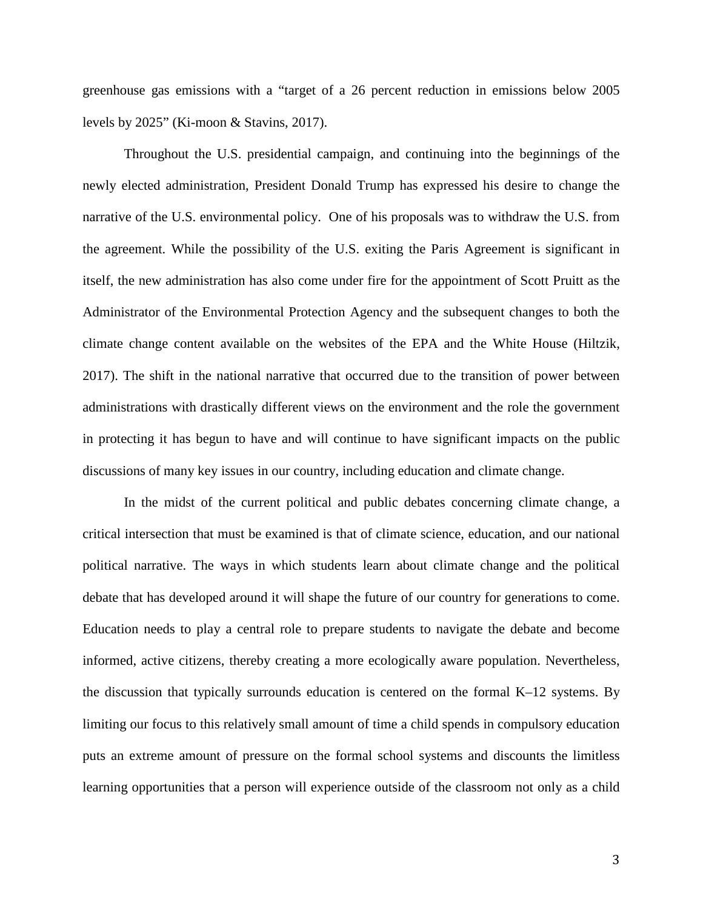greenhouse gas emissions with a "target of a 26 percent reduction in emissions below 2005 levels by 2025" (Ki-moon & Stavins, 2017).

Throughout the U.S. presidential campaign, and continuing into the beginnings of the newly elected administration, President Donald Trump has expressed his desire to change the narrative of the U.S. environmental policy. One of his proposals was to withdraw the U.S. from the agreement. While the possibility of the U.S. exiting the Paris Agreement is significant in itself, the new administration has also come under fire for the appointment of Scott Pruitt as the Administrator of the Environmental Protection Agency and the subsequent changes to both the climate change content available on the websites of the EPA and the White House (Hiltzik, 2017). The shift in the national narrative that occurred due to the transition of power between administrations with drastically different views on the environment and the role the government in protecting it has begun to have and will continue to have significant impacts on the public discussions of many key issues in our country, including education and climate change.

In the midst of the current political and public debates concerning climate change, a critical intersection that must be examined is that of climate science, education, and our national political narrative. The ways in which students learn about climate change and the political debate that has developed around it will shape the future of our country for generations to come. Education needs to play a central role to prepare students to navigate the debate and become informed, active citizens, thereby creating a more ecologically aware population. Nevertheless, the discussion that typically surrounds education is centered on the formal K–12 systems. By limiting our focus to this relatively small amount of time a child spends in compulsory education puts an extreme amount of pressure on the formal school systems and discounts the limitless learning opportunities that a person will experience outside of the classroom not only as a child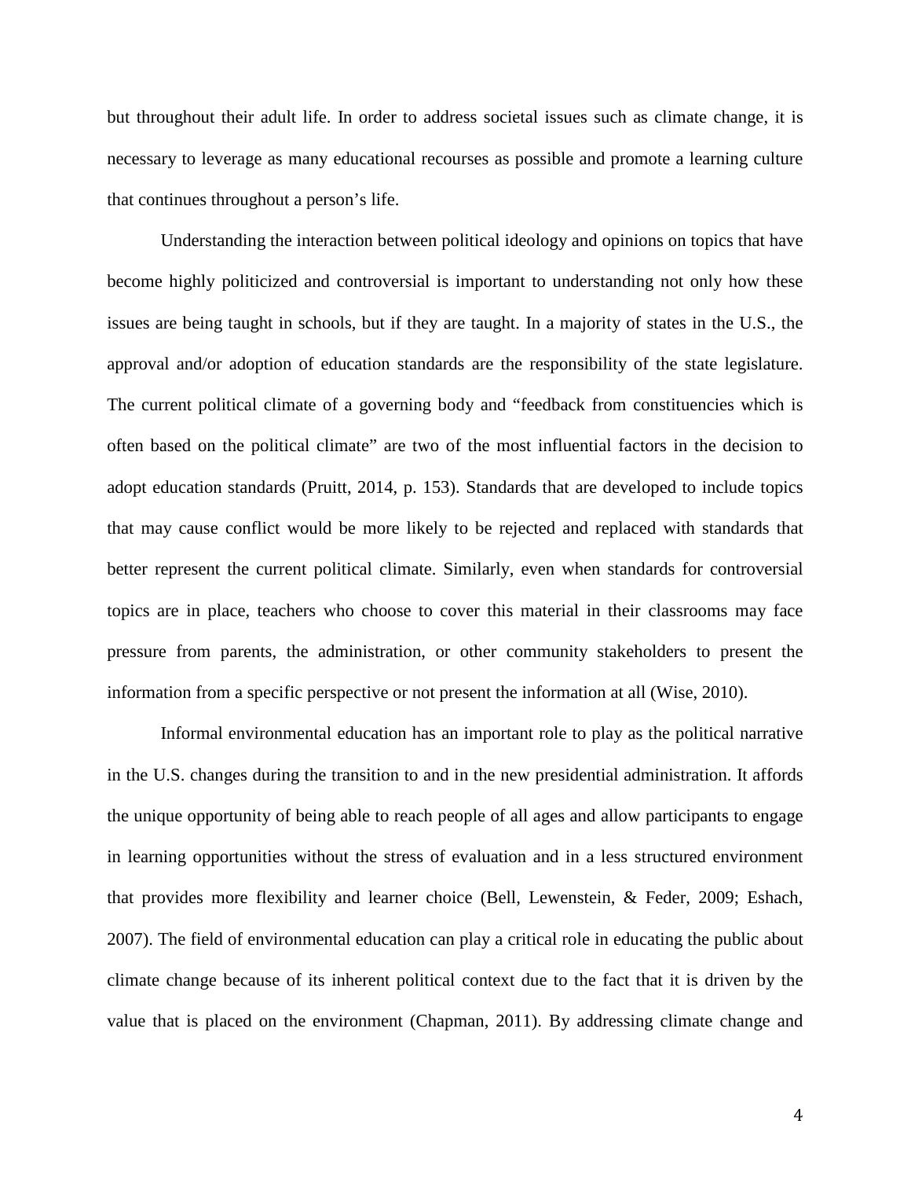but throughout their adult life. In order to address societal issues such as climate change, it is necessary to leverage as many educational recourses as possible and promote a learning culture that continues throughout a person's life.

Understanding the interaction between political ideology and opinions on topics that have become highly politicized and controversial is important to understanding not only how these issues are being taught in schools, but if they are taught. In a majority of states in the U.S., the approval and/or adoption of education standards are the responsibility of the state legislature. The current political climate of a governing body and "feedback from constituencies which is often based on the political climate" are two of the most influential factors in the decision to adopt education standards (Pruitt, 2014, p. 153). Standards that are developed to include topics that may cause conflict would be more likely to be rejected and replaced with standards that better represent the current political climate. Similarly, even when standards for controversial topics are in place, teachers who choose to cover this material in their classrooms may face pressure from parents, the administration, or other community stakeholders to present the information from a specific perspective or not present the information at all (Wise, 2010).

Informal environmental education has an important role to play as the political narrative in the U.S. changes during the transition to and in the new presidential administration. It affords the unique opportunity of being able to reach people of all ages and allow participants to engage in learning opportunities without the stress of evaluation and in a less structured environment that provides more flexibility and learner choice (Bell, Lewenstein, & Feder, 2009; Eshach, 2007). The field of environmental education can play a critical role in educating the public about climate change because of its inherent political context due to the fact that it is driven by the value that is placed on the environment (Chapman, 2011). By addressing climate change and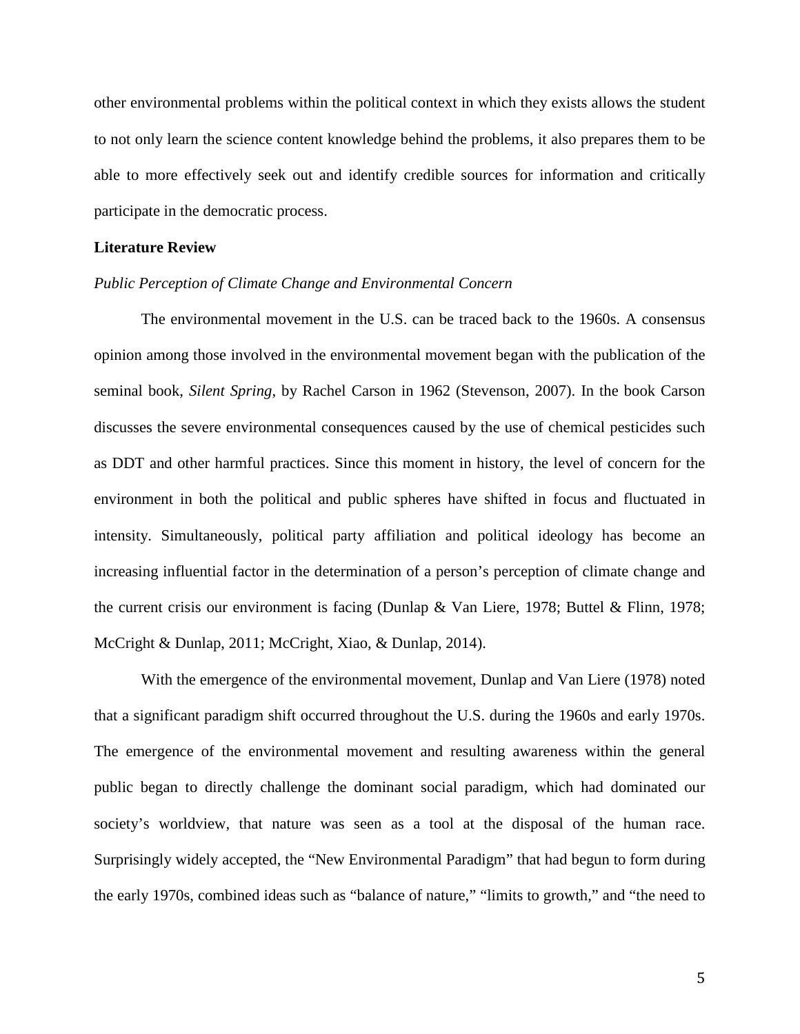other environmental problems within the political context in which they exists allows the student to not only learn the science content knowledge behind the problems, it also prepares them to be able to more effectively seek out and identify credible sources for information and critically participate in the democratic process.

**Literature Review**

*Public Perception of Climate Change and Environmental Concern*

The environmental movement in the U.S. can be traced back to the 1960s. A consensus opinion among those involved in the environmental movement began with the publication of the seminal book, *Silent Spring*, by Rachel Carson in 1962 (Stevenson, 2007). In the book Carson discusses the severe environmental consequences caused by the use of chemical pesticides such as DDT and other harmful practices. Since this moment in history, the level of concern for the environment in both the political and public spheres have shifted in focus and fluctuated in intensity. Simultaneously, political party affiliation and political ideology has become an increasing influential factor in the determination of a person's perception of climate change and the current crisis our environment is facing (Dunlap & Van Liere, 1978; Buttel & Flinn, 1978; McCright & Dunlap, 2011; McCright, Xiao, & Dunlap, 2014).

With the emergence of the environmental movement, Dunlap and Van Liere (1978) noted that a significant paradigm shift occurred throughout the U.S. during the 1960s and early 1970s. The emergence of the environmental movement and resulting awareness within the general public began to directly challenge the dominant social paradigm, which had dominated our society's worldview, that nature was seen as a tool at the disposal of the human race. Surprisingly widely accepted, the "New Environmental Paradigm" that had begun to form during the early 1970s, combined ideas such as "balance of nature," "limits to growth," and "the need to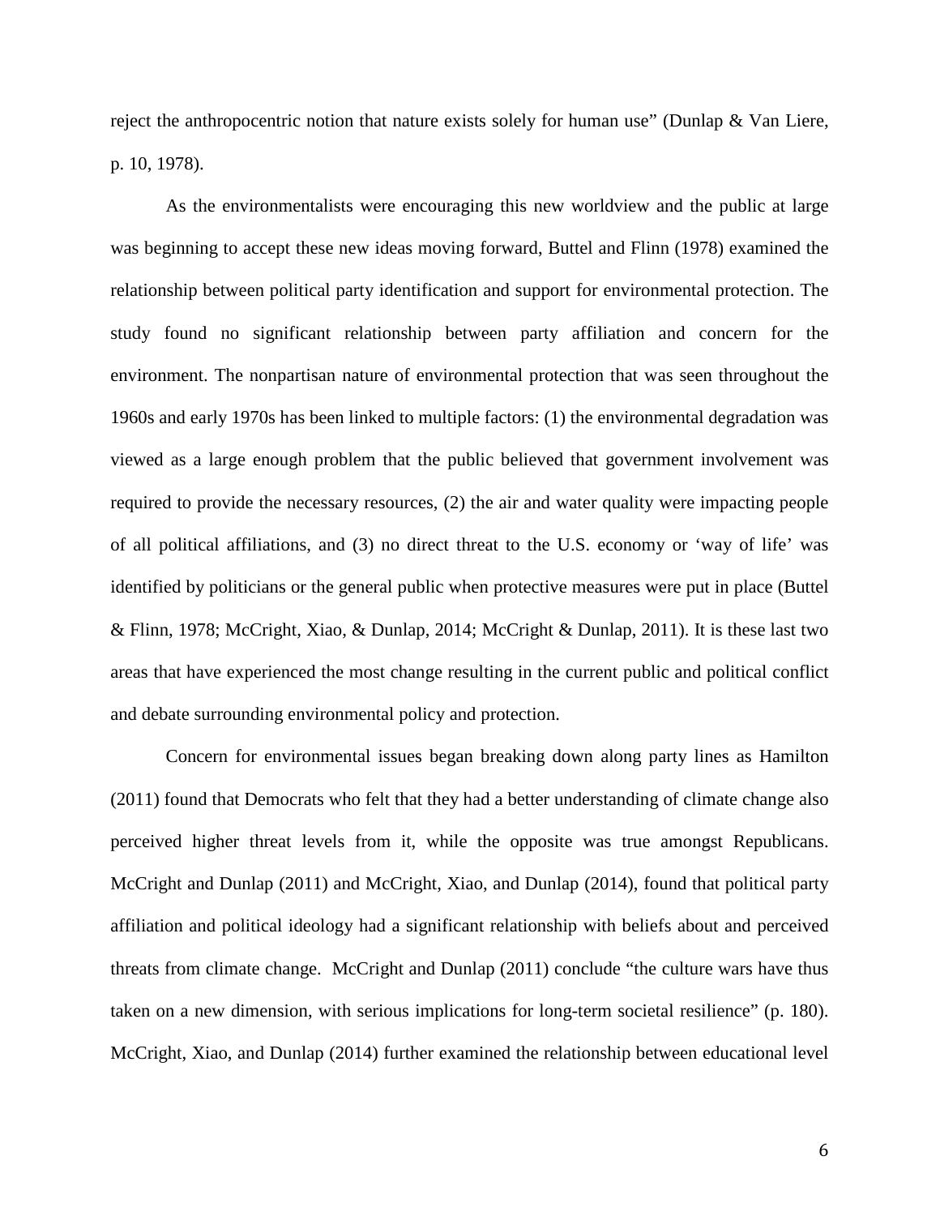reject the anthropocentric notion that nature exists solely for human use" (Dunlap & Van Liere, p. 10, 1978).

As the environmentalists were encouraging this new worldview and the public at large was beginning to accept these new ideas moving forward, Buttel and Flinn (1978) examined the relationship between political party identification and support for environmental protection. The study found no significant relationship between party affiliation and concern for the environment. The nonpartisan nature of environmental protection that was seen throughout the 1960s and early 1970s has been linked to multiple factors: (1) the environmental degradation was viewed as a large enough problem that the public believed that government involvement was required to provide the necessary resources, (2) the air and water quality were impacting people of all political affiliations, and (3) no direct threat to the U.S. economy or 'way of life' was identified by politicians or the general public when protective measures were put in place (Buttel & Flinn, 1978; McCright, Xiao, & Dunlap, 2014; McCright & Dunlap, 2011). It is these last two areas that have experienced the most change resulting in the current public and political conflict and debate surrounding environmental policy and protection.

Concern for environmental issues began breaking down along party lines as Hamilton (2011) found that Democrats who felt that they had a better understanding of climate change also perceived higher threat levels from it, while the opposite was true amongst Republicans. McCright and Dunlap (2011) and McCright, Xiao, and Dunlap (2014), found that political party affiliation and political ideology had a significant relationship with beliefs about and perceived threats from climate change. McCright and Dunlap (2011) conclude "the culture wars have thus taken on a new dimension, with serious implications for long-term societal resilience" (p. 180). McCright, Xiao, and Dunlap (2014) further examined the relationship between educational level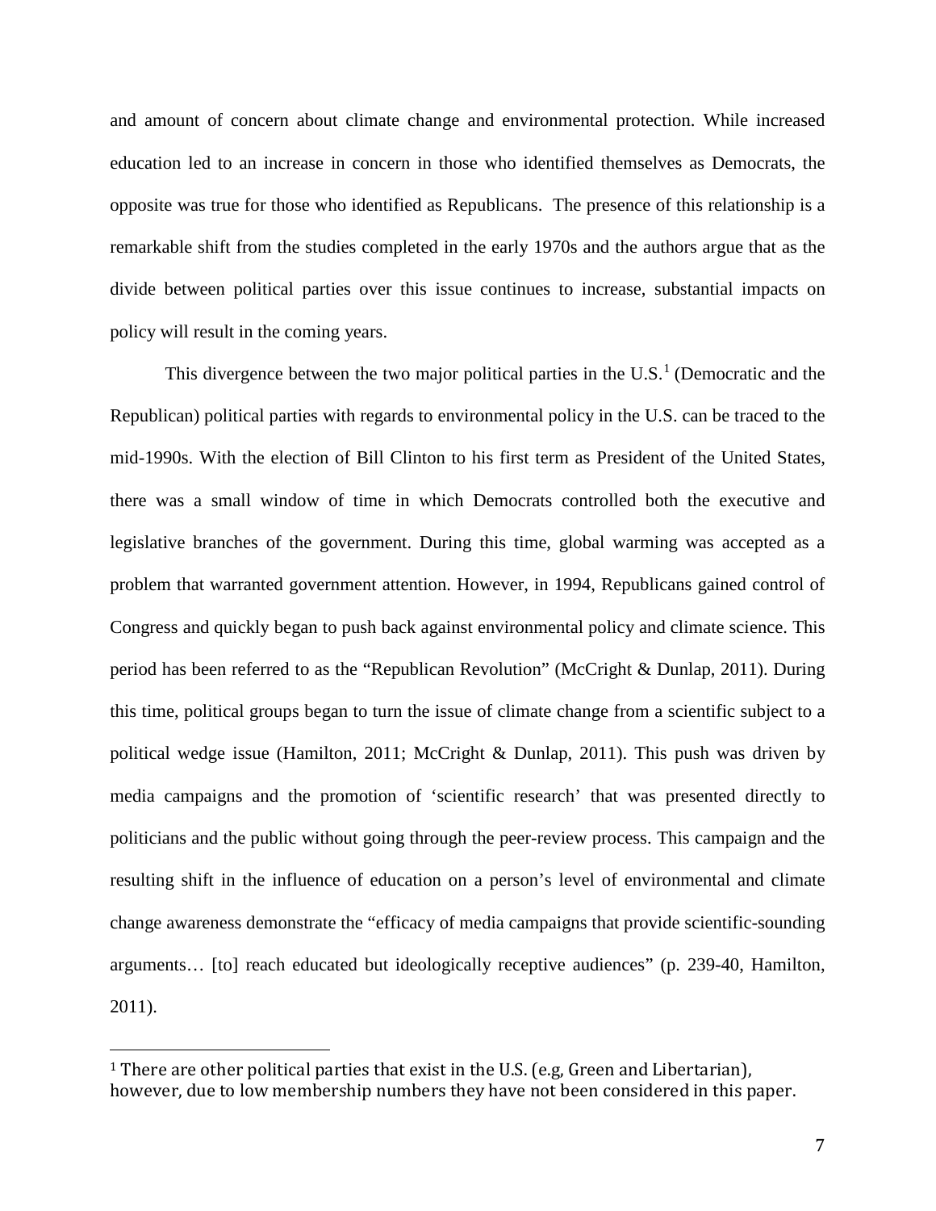and amount of concern about climate change and environmental protection. While increased education led to an increase in concern in those who identified themselves as Democrats, the opposite was true for those who identified as Republicans. The presence of this relationship is a remarkable shift from the studies completed in the early 1970s and the authors argue that as the divide between political parties over this issue continues to increase, substantial impacts on policy will result in the coming years.

This divergence between the two major political parties in the U.S.[1] (Democratic and the Republican) political parties with regards to environmental policy in the U.S. can be traced to the mid-1990s. With the election of Bill Clinton to his first term as President of the United States, there was a small window of time in which Democrats controlled both the executive and legislative branches of the government. During this time, global warming was accepted as a problem that warranted government attention. However, in 1994, Republicans gained control of Congress and quickly began to push back against environmental policy and climate science. This period has been referred to as the "Republican Revolution" (McCright & Dunlap, 2011). During this time, political groups began to turn the issue of climate change from a scientific subject to a political wedge issue (Hamilton, 2011; McCright & Dunlap, 2011). This push was driven by media campaigns and the promotion of 'scientific research' that was presented directly to politicians and the public without going through the peer-review process. This campaign and the resulting shift in the influence of education on a person's level of environmental and climate change awareness demonstrate the "efficacy of media campaigns that provide scientific-sounding arguments… [to] reach educated but ideologically receptive audiences" (p. 239-40, Hamilton, 2011).

[1] There are other political parties that exist in the U.S. (e.g, Green and Libertarian), however, due to low membership numbers they have not been considered in this paper.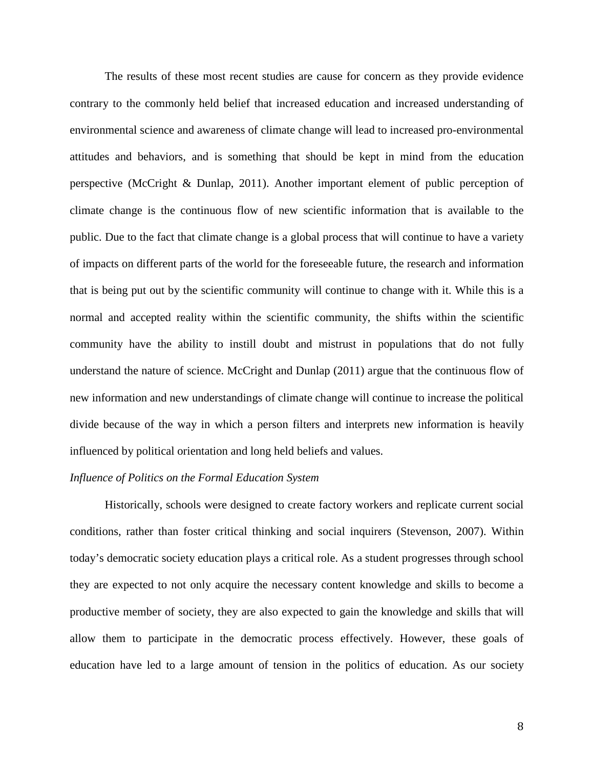The results of these most recent studies are cause for concern as they provide evidence contrary to the commonly held belief that increased education and increased understanding of environmental science and awareness of climate change will lead to increased pro-environmental attitudes and behaviors, and is something that should be kept in mind from the education perspective (McCright & Dunlap, 2011). Another important element of public perception of climate change is the continuous flow of new scientific information that is available to the public. Due to the fact that climate change is a global process that will continue to have a variety of impacts on different parts of the world for the foreseeable future, the research and information that is being put out by the scientific community will continue to change with it. While this is a normal and accepted reality within the scientific community, the shifts within the scientific community have the ability to instill doubt and mistrust in populations that do not fully understand the nature of science. McCright and Dunlap (2011) argue that the continuous flow of new information and new understandings of climate change will continue to increase the political divide because of the way in which a person filters and interprets new information is heavily influenced by political orientation and long held beliefs and values.

*Influence of Politics on the Formal Education System*

Historically, schools were designed to create factory workers and replicate current social conditions, rather than foster critical thinking and social inquirers (Stevenson, 2007). Within today's democratic society education plays a critical role. As a student progresses through school they are expected to not only acquire the necessary content knowledge and skills to become a productive member of society, they are also expected to gain the knowledge and skills that will allow them to participate in the democratic process effectively. However, these goals of education have led to a large amount of tension in the politics of education. As our society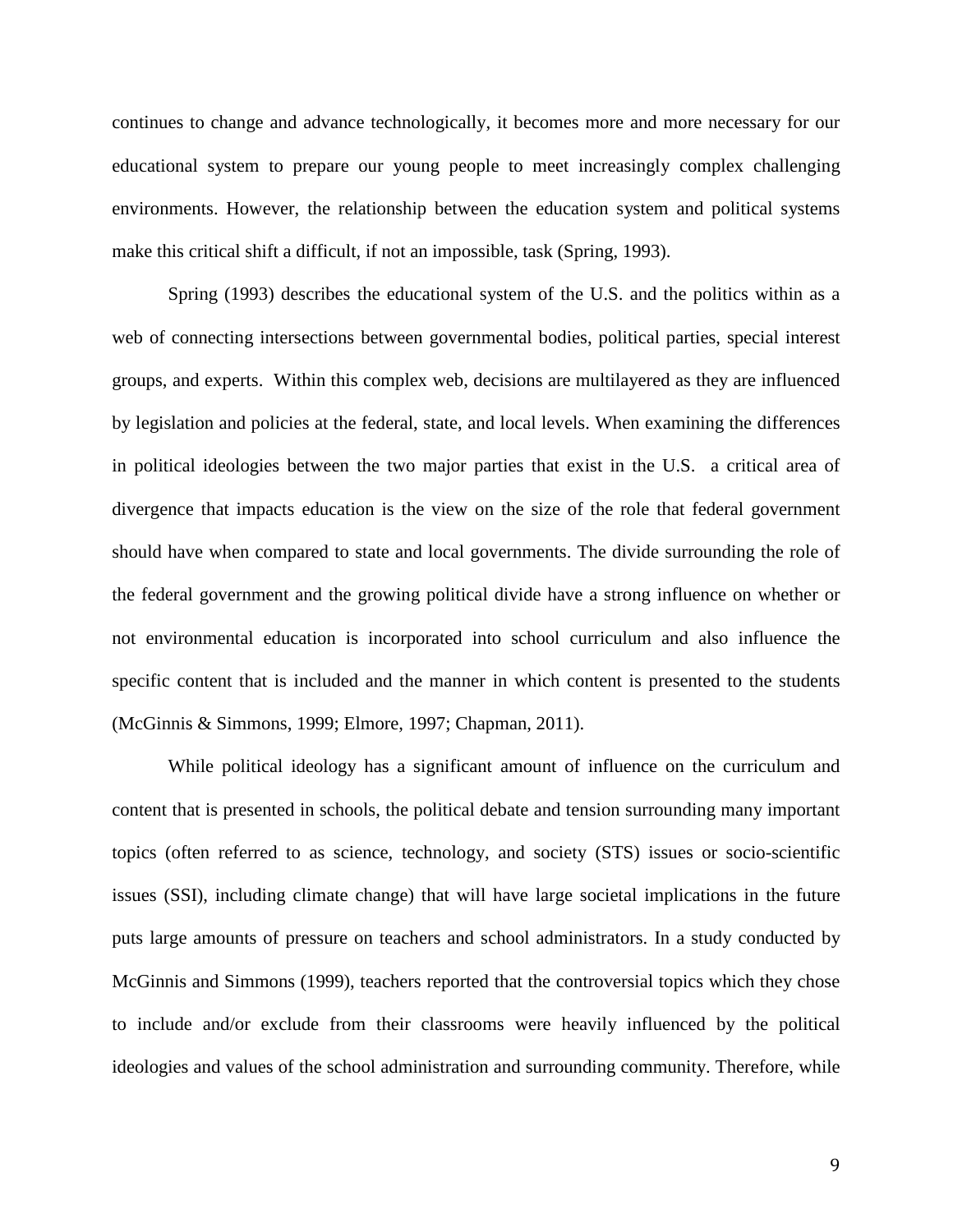continues to change and advance technologically, it becomes more and more necessary for our educational system to prepare our young people to meet increasingly complex challenging environments. However, the relationship between the education system and political systems make this critical shift a difficult, if not an impossible, task (Spring, 1993).

Spring (1993) describes the educational system of the U.S. and the politics within as a web of connecting intersections between governmental bodies, political parties, special interest groups, and experts. Within this complex web, decisions are multilayered as they are influenced by legislation and policies at the federal, state, and local levels. When examining the differences in political ideologies between the two major parties that exist in the U.S. a critical area of divergence that impacts education is the view on the size of the role that federal government should have when compared to state and local governments. The divide surrounding the role of the federal government and the growing political divide have a strong influence on whether or not environmental education is incorporated into school curriculum and also influence the specific content that is included and the manner in which content is presented to the students (McGinnis & Simmons, 1999; Elmore, 1997; Chapman, 2011).

While political ideology has a significant amount of influence on the curriculum and content that is presented in schools, the political debate and tension surrounding many important topics (often referred to as science, technology, and society (STS) issues or socio-scientific issues (SSI), including climate change) that will have large societal implications in the future puts large amounts of pressure on teachers and school administrators. In a study conducted by McGinnis and Simmons (1999), teachers reported that the controversial topics which they chose to include and/or exclude from their classrooms were heavily influenced by the political ideologies and values of the school administration and surrounding community. Therefore, while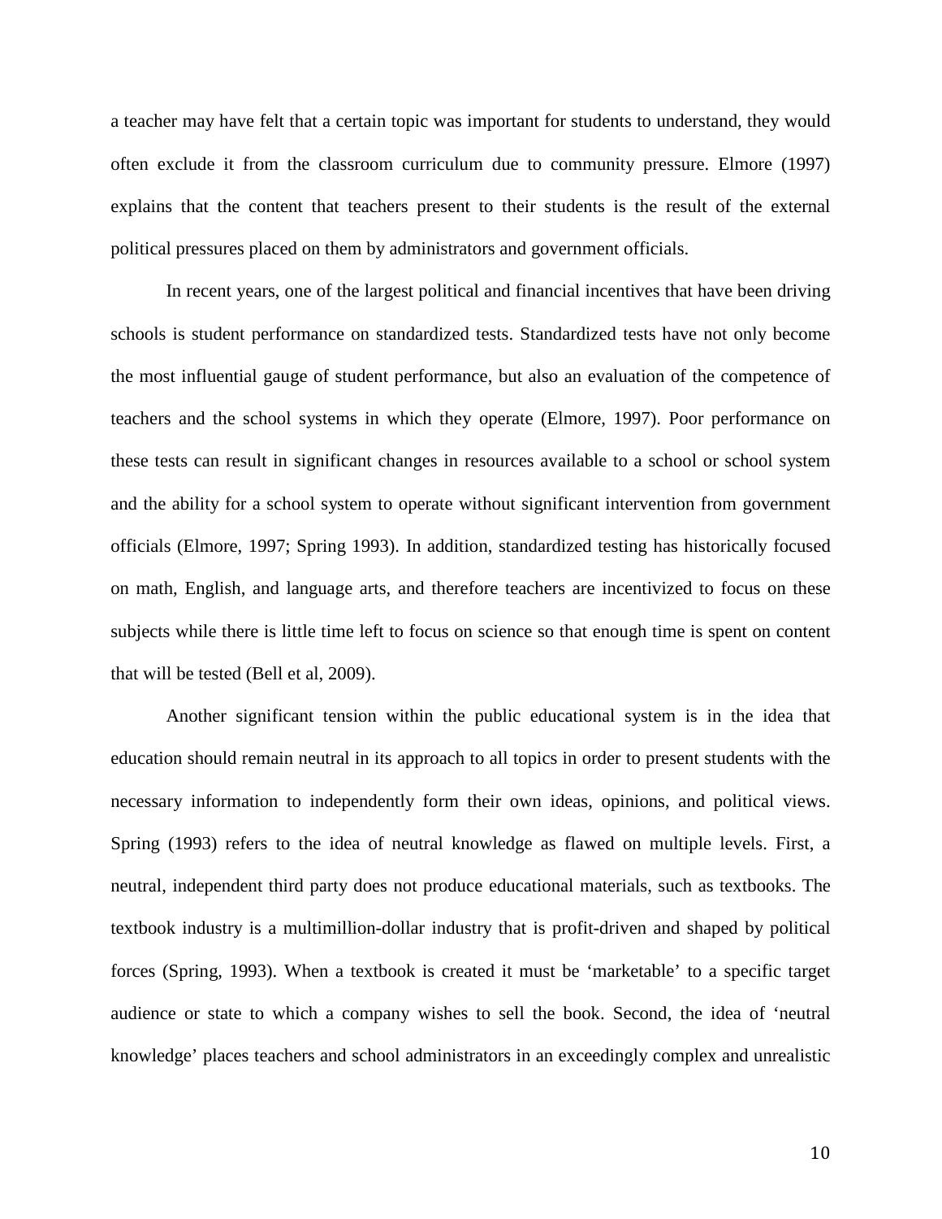a teacher may have felt that a certain topic was important for students to understand, they would often exclude it from the classroom curriculum due to community pressure. Elmore (1997) explains that the content that teachers present to their students is the result of the external political pressures placed on them by administrators and government officials.

In recent years, one of the largest political and financial incentives that have been driving schools is student performance on standardized tests. Standardized tests have not only become the most influential gauge of student performance, but also an evaluation of the competence of teachers and the school systems in which they operate (Elmore, 1997). Poor performance on these tests can result in significant changes in resources available to a school or school system and the ability for a school system to operate without significant intervention from government officials (Elmore, 1997; Spring 1993). In addition, standardized testing has historically focused on math, English, and language arts, and therefore teachers are incentivized to focus on these subjects while there is little time left to focus on science so that enough time is spent on content that will be tested (Bell et al, 2009).

Another significant tension within the public educational system is in the idea that education should remain neutral in its approach to all topics in order to present students with the necessary information to independently form their own ideas, opinions, and political views. Spring (1993) refers to the idea of neutral knowledge as flawed on multiple levels. First, a neutral, independent third party does not produce educational materials, such as textbooks. The textbook industry is a multimillion-dollar industry that is profit-driven and shaped by political forces (Spring, 1993). When a textbook is created it must be 'marketable' to a specific target audience or state to which a company wishes to sell the book. Second, the idea of 'neutral knowledge' places teachers and school administrators in an exceedingly complex and unrealistic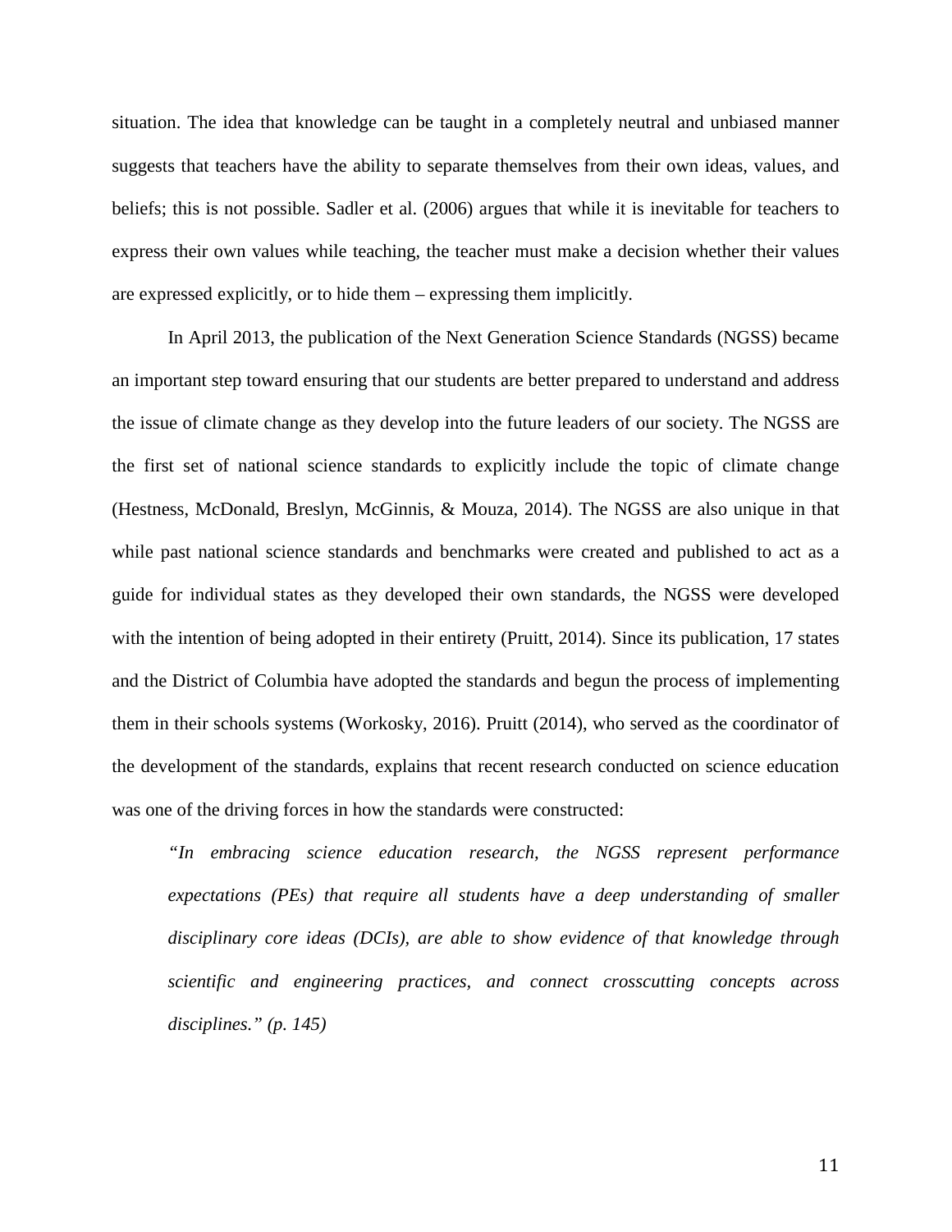situation. The idea that knowledge can be taught in a completely neutral and unbiased manner suggests that teachers have the ability to separate themselves from their own ideas, values, and beliefs; this is not possible. Sadler et al. (2006) argues that while it is inevitable for teachers to express their own values while teaching, the teacher must make a decision whether their values are expressed explicitly, or to hide them – expressing them implicitly.

In April 2013, the publication of the Next Generation Science Standards (NGSS) became an important step toward ensuring that our students are better prepared to understand and address the issue of climate change as they develop into the future leaders of our society. The NGSS are the first set of national science standards to explicitly include the topic of climate change (Hestness, McDonald, Breslyn, McGinnis, & Mouza, 2014). The NGSS are also unique in that while past national science standards and benchmarks were created and published to act as a guide for individual states as they developed their own standards, the NGSS were developed with the intention of being adopted in their entirety (Pruitt, 2014). Since its publication, 17 states and the District of Columbia have adopted the standards and begun the process of implementing them in their schools systems (Workosky, 2016). Pruitt (2014), who served as the coordinator of the development of the standards, explains that recent research conducted on science education was one of the driving forces in how the standards were constructed:

> *"In embracing science education research, the NGSS represent performance expectations (PEs) that require all students have a deep understanding of smaller disciplinary core ideas (DCIs), are able to show evidence of that knowledge through scientific and engineering practices, and connect crosscutting concepts across disciplines." (p. 145)*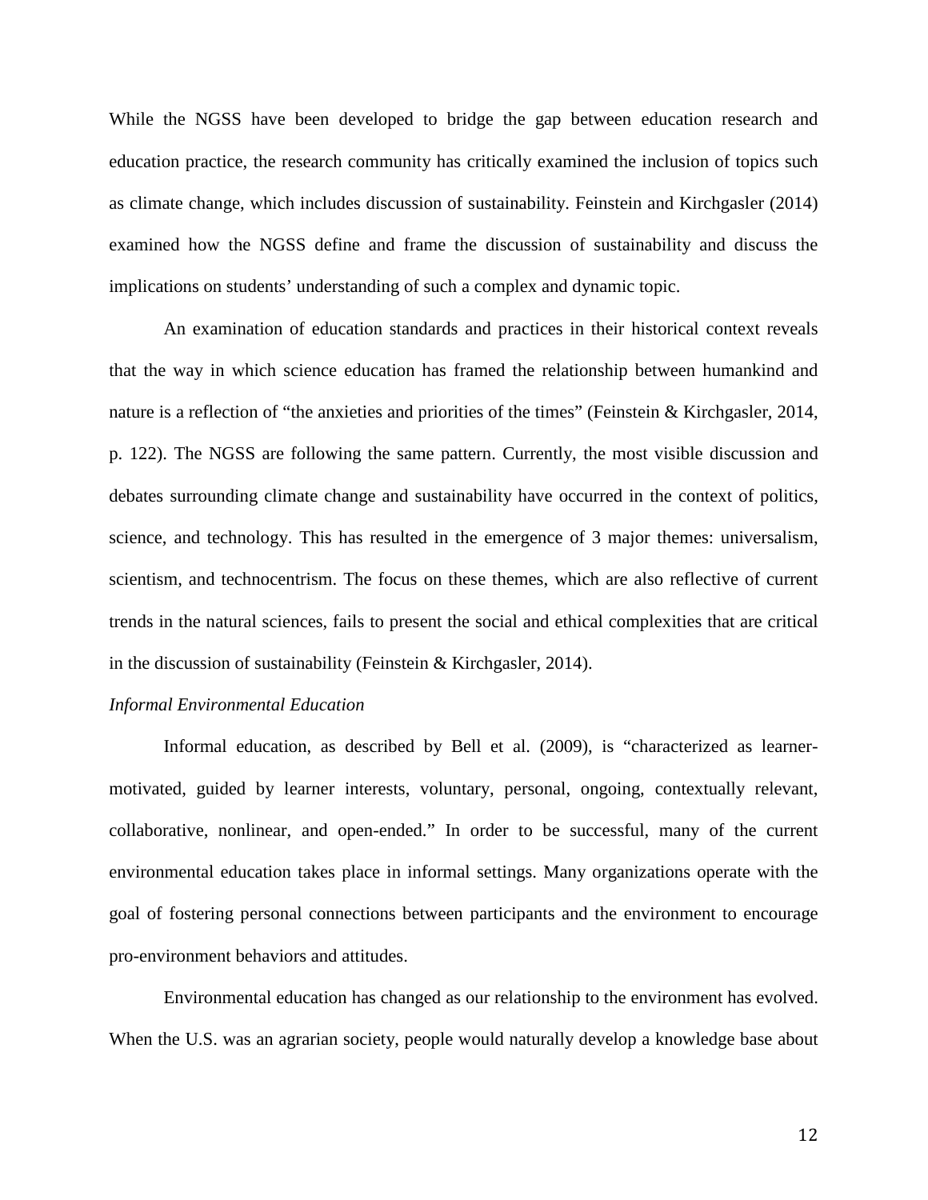While the NGSS have been developed to bridge the gap between education research and education practice, the research community has critically examined the inclusion of topics such as climate change, which includes discussion of sustainability. Feinstein and Kirchgasler (2014) examined how the NGSS define and frame the discussion of sustainability and discuss the implications on students' understanding of such a complex and dynamic topic.

An examination of education standards and practices in their historical context reveals that the way in which science education has framed the relationship between humankind and nature is a reflection of "the anxieties and priorities of the times" (Feinstein & Kirchgasler, 2014, p. 122). The NGSS are following the same pattern. Currently, the most visible discussion and debates surrounding climate change and sustainability have occurred in the context of politics, science, and technology. This has resulted in the emergence of 3 major themes: universalism, scientism, and technocentrism. The focus on these themes, which are also reflective of current trends in the natural sciences, fails to present the social and ethical complexities that are critical in the discussion of sustainability (Feinstein & Kirchgasler, 2014).

*Informal Environmental Education*

Informal education, as described by Bell et al. (2009), is "characterized as learner-motivated, guided by learner interests, voluntary, personal, ongoing, contextually relevant, collaborative, nonlinear, and open-ended." In order to be successful, many of the current environmental education takes place in informal settings. Many organizations operate with the goal of fostering personal connections between participants and the environment to encourage pro-environment behaviors and attitudes.

Environmental education has changed as our relationship to the environment has evolved. When the U.S. was an agrarian society, people would naturally develop a knowledge base about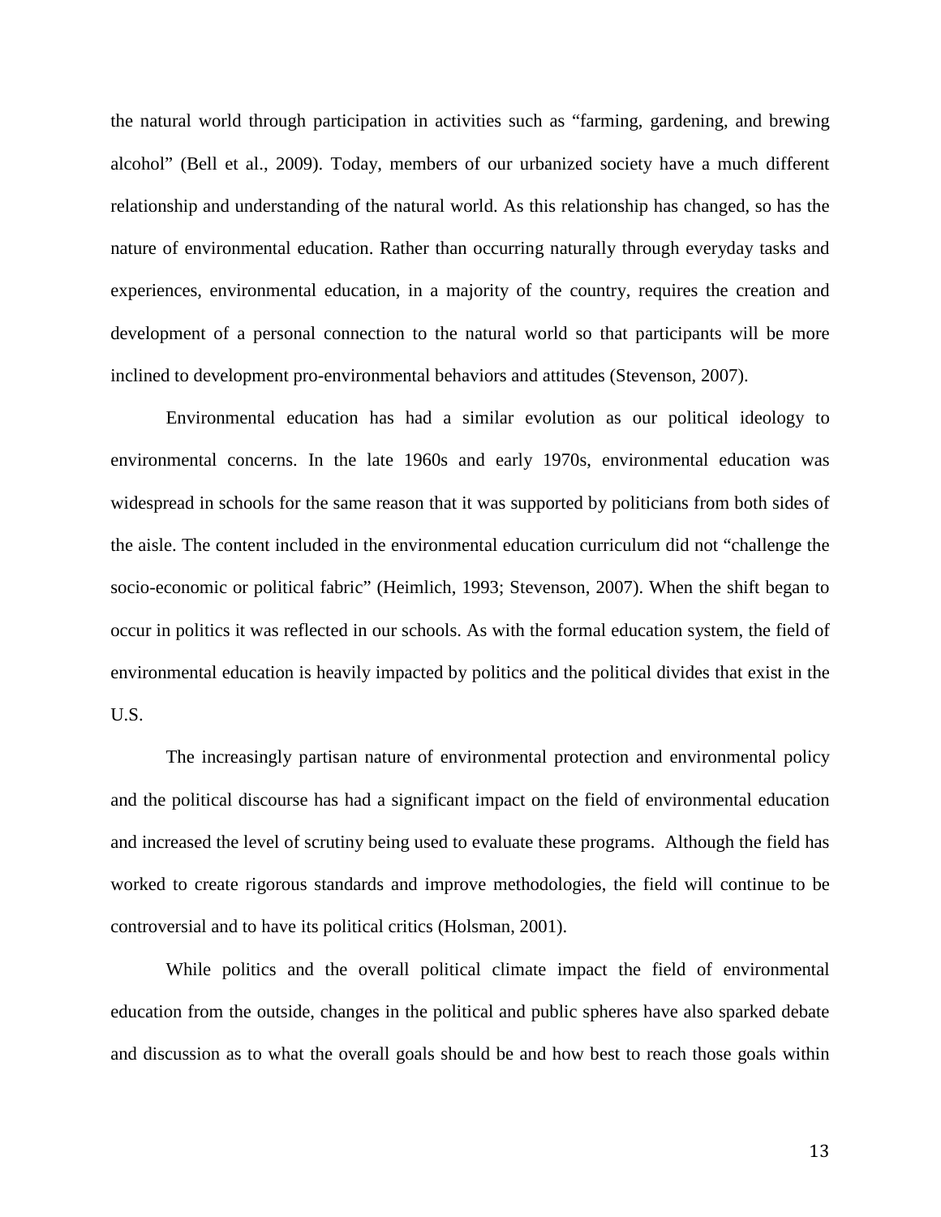the natural world through participation in activities such as "farming, gardening, and brewing alcohol" (Bell et al., 2009). Today, members of our urbanized society have a much different relationship and understanding of the natural world. As this relationship has changed, so has the nature of environmental education. Rather than occurring naturally through everyday tasks and experiences, environmental education, in a majority of the country, requires the creation and development of a personal connection to the natural world so that participants will be more inclined to development pro-environmental behaviors and attitudes (Stevenson, 2007).

Environmental education has had a similar evolution as our political ideology to environmental concerns. In the late 1960s and early 1970s, environmental education was widespread in schools for the same reason that it was supported by politicians from both sides of the aisle. The content included in the environmental education curriculum did not "challenge the socio-economic or political fabric" (Heimlich, 1993; Stevenson, 2007). When the shift began to occur in politics it was reflected in our schools. As with the formal education system, the field of environmental education is heavily impacted by politics and the political divides that exist in the U.S.

The increasingly partisan nature of environmental protection and environmental policy and the political discourse has had a significant impact on the field of environmental education and increased the level of scrutiny being used to evaluate these programs. Although the field has worked to create rigorous standards and improve methodologies, the field will continue to be controversial and to have its political critics (Holsman, 2001).

While politics and the overall political climate impact the field of environmental education from the outside, changes in the political and public spheres have also sparked debate and discussion as to what the overall goals should be and how best to reach those goals within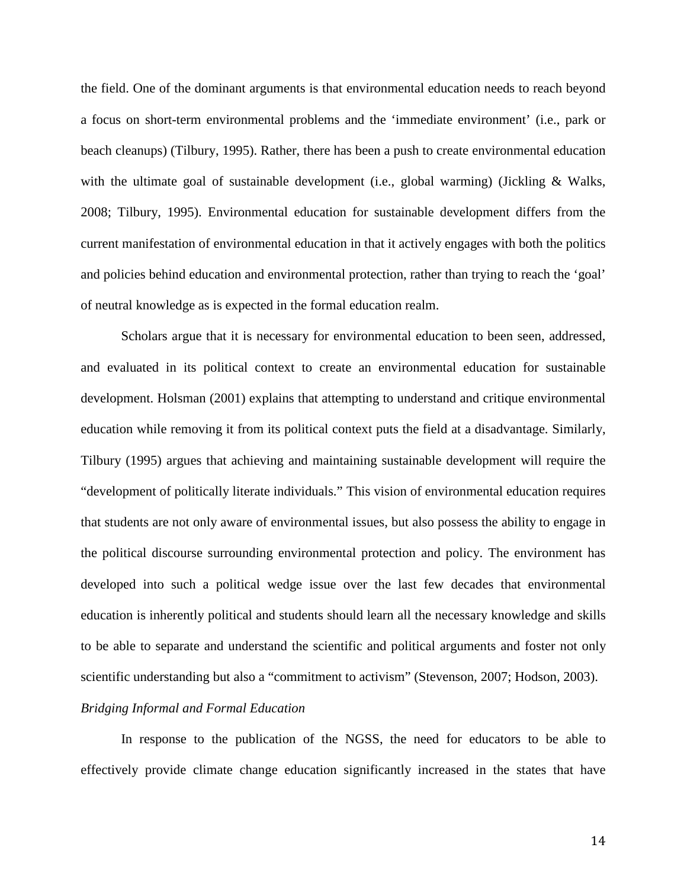the field. One of the dominant arguments is that environmental education needs to reach beyond a focus on short-term environmental problems and the 'immediate environment' (i.e., park or beach cleanups) (Tilbury, 1995). Rather, there has been a push to create environmental education with the ultimate goal of sustainable development (i.e., global warming) (Jickling & Walks, 2008; Tilbury, 1995). Environmental education for sustainable development differs from the current manifestation of environmental education in that it actively engages with both the politics and policies behind education and environmental protection, rather than trying to reach the 'goal' of neutral knowledge as is expected in the formal education realm.

Scholars argue that it is necessary for environmental education to been seen, addressed, and evaluated in its political context to create an environmental education for sustainable development. Holsman (2001) explains that attempting to understand and critique environmental education while removing it from its political context puts the field at a disadvantage. Similarly, Tilbury (1995) argues that achieving and maintaining sustainable development will require the "development of politically literate individuals." This vision of environmental education requires that students are not only aware of environmental issues, but also possess the ability to engage in the political discourse surrounding environmental protection and policy. The environment has developed into such a political wedge issue over the last few decades that environmental education is inherently political and students should learn all the necessary knowledge and skills to be able to separate and understand the scientific and political arguments and foster not only scientific understanding but also a "commitment to activism" (Stevenson, 2007; Hodson, 2003).

*Bridging Informal and Formal Education*

In response to the publication of the NGSS, the need for educators to be able to effectively provide climate change education significantly increased in the states that have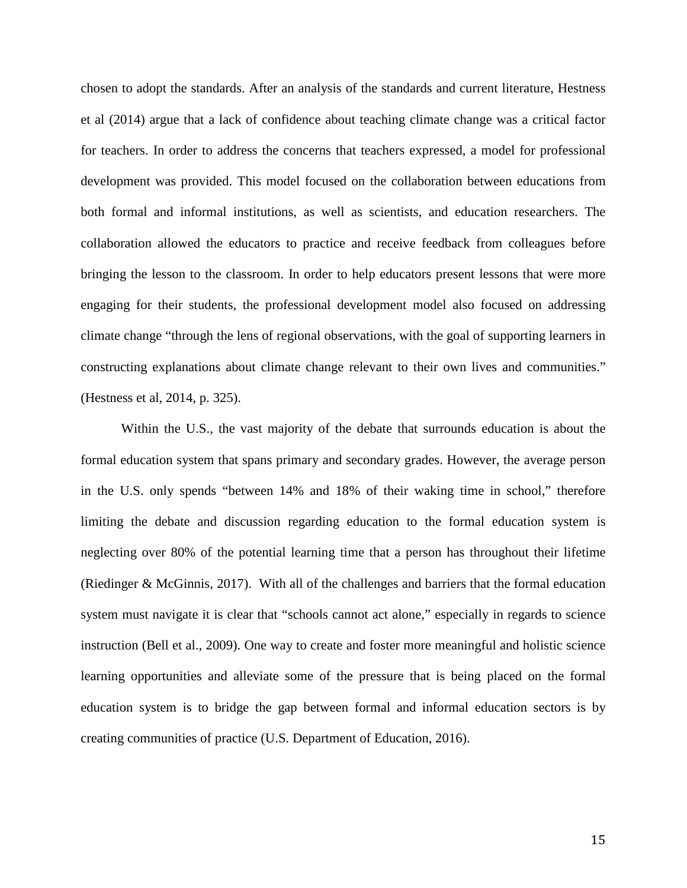chosen to adopt the standards. After an analysis of the standards and current literature, Hestness et al (2014) argue that a lack of confidence about teaching climate change was a critical factor for teachers. In order to address the concerns that teachers expressed, a model for professional development was provided. This model focused on the collaboration between educations from both formal and informal institutions, as well as scientists, and education researchers. The collaboration allowed the educators to practice and receive feedback from colleagues before bringing the lesson to the classroom. In order to help educators present lessons that were more engaging for their students, the professional development model also focused on addressing climate change "through the lens of regional observations, with the goal of supporting learners in constructing explanations about climate change relevant to their own lives and communities." (Hestness et al, 2014, p. 325).

Within the U.S., the vast majority of the debate that surrounds education is about the formal education system that spans primary and secondary grades. However, the average person in the U.S. only spends "between 14% and 18% of their waking time in school," therefore limiting the debate and discussion regarding education to the formal education system is neglecting over 80% of the potential learning time that a person has throughout their lifetime (Riedinger & McGinnis, 2017). With all of the challenges and barriers that the formal education system must navigate it is clear that "schools cannot act alone," especially in regards to science instruction (Bell et al., 2009). One way to create and foster more meaningful and holistic science learning opportunities and alleviate some of the pressure that is being placed on the formal education system is to bridge the gap between formal and informal education sectors is by creating communities of practice (U.S. Department of Education, 2016).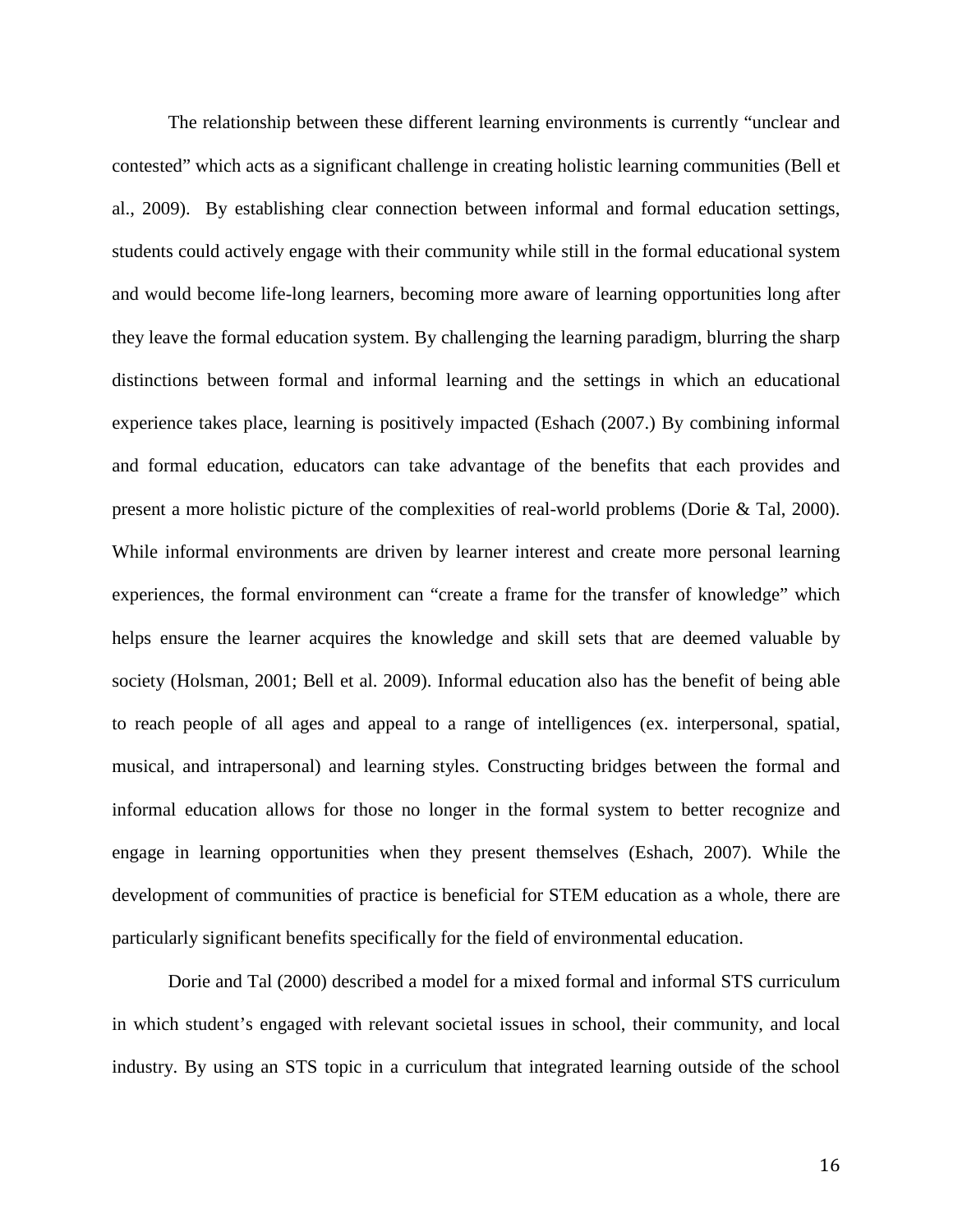The relationship between these different learning environments is currently "unclear and contested" which acts as a significant challenge in creating holistic learning communities (Bell et al., 2009). By establishing clear connection between informal and formal education settings, students could actively engage with their community while still in the formal educational system and would become life-long learners, becoming more aware of learning opportunities long after they leave the formal education system. By challenging the learning paradigm, blurring the sharp distinctions between formal and informal learning and the settings in which an educational experience takes place, learning is positively impacted (Eshach (2007.) By combining informal and formal education, educators can take advantage of the benefits that each provides and present a more holistic picture of the complexities of real-world problems (Dorie & Tal, 2000). While informal environments are driven by learner interest and create more personal learning experiences, the formal environment can "create a frame for the transfer of knowledge" which helps ensure the learner acquires the knowledge and skill sets that are deemed valuable by society (Holsman, 2001; Bell et al. 2009). Informal education also has the benefit of being able to reach people of all ages and appeal to a range of intelligences (ex. interpersonal, spatial, musical, and intrapersonal) and learning styles. Constructing bridges between the formal and informal education allows for those no longer in the formal system to better recognize and engage in learning opportunities when they present themselves (Eshach, 2007). While the development of communities of practice is beneficial for STEM education as a whole, there are particularly significant benefits specifically for the field of environmental education.

Dorie and Tal (2000) described a model for a mixed formal and informal STS curriculum in which student's engaged with relevant societal issues in school, their community, and local industry. By using an STS topic in a curriculum that integrated learning outside of the school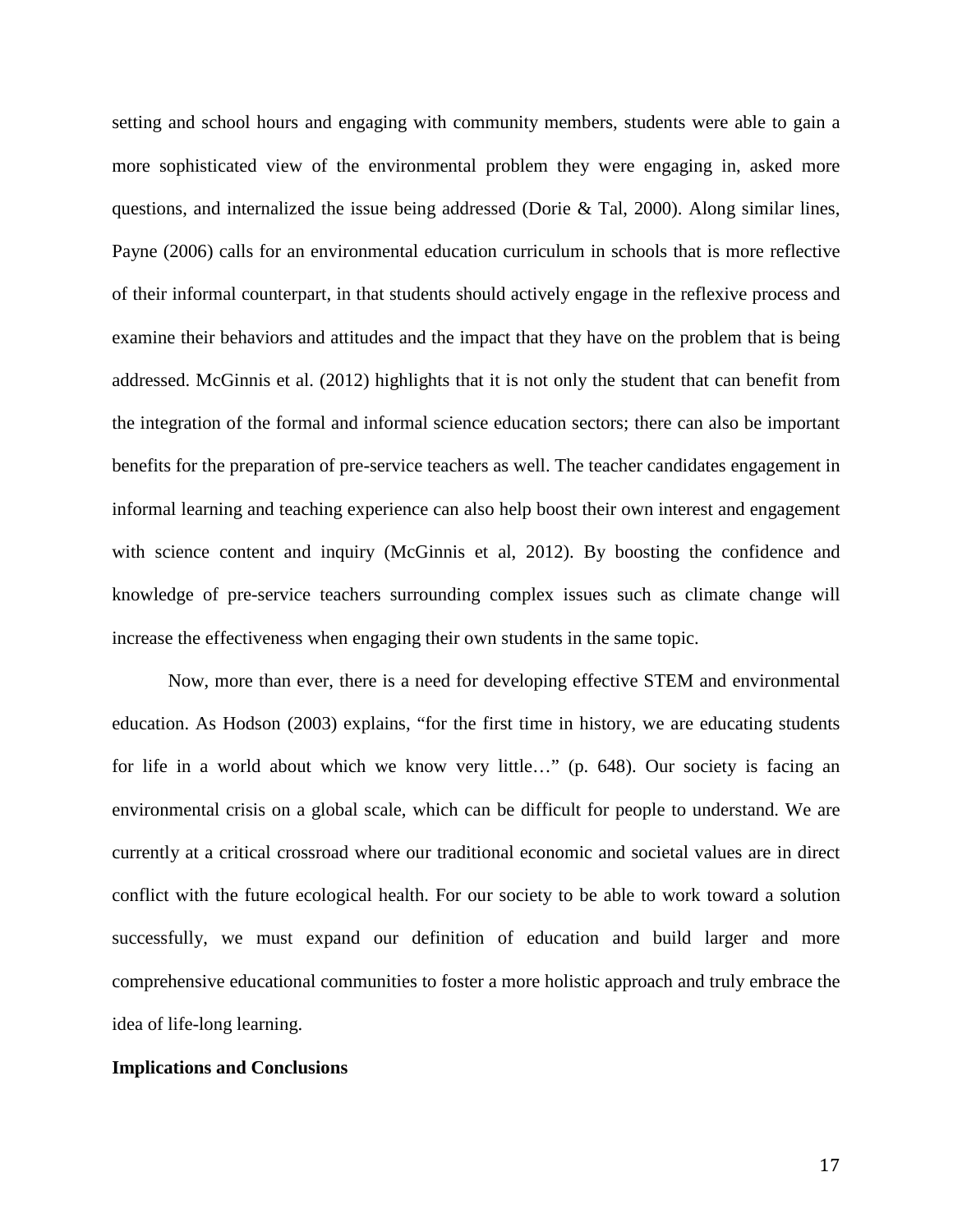setting and school hours and engaging with community members, students were able to gain a more sophisticated view of the environmental problem they were engaging in, asked more questions, and internalized the issue being addressed (Dorie & Tal, 2000). Along similar lines, Payne (2006) calls for an environmental education curriculum in schools that is more reflective of their informal counterpart, in that students should actively engage in the reflexive process and examine their behaviors and attitudes and the impact that they have on the problem that is being addressed. McGinnis et al. (2012) highlights that it is not only the student that can benefit from the integration of the formal and informal science education sectors; there can also be important benefits for the preparation of pre-service teachers as well. The teacher candidates engagement in informal learning and teaching experience can also help boost their own interest and engagement with science content and inquiry (McGinnis et al, 2012). By boosting the confidence and knowledge of pre-service teachers surrounding complex issues such as climate change will increase the effectiveness when engaging their own students in the same topic.

Now, more than ever, there is a need for developing effective STEM and environmental education. As Hodson (2003) explains, "for the first time in history, we are educating students for life in a world about which we know very little…" (p. 648). Our society is facing an environmental crisis on a global scale, which can be difficult for people to understand. We are currently at a critical crossroad where our traditional economic and societal values are in direct conflict with the future ecological health. For our society to be able to work toward a solution successfully, we must expand our definition of education and build larger and more comprehensive educational communities to foster a more holistic approach and truly embrace the idea of life-long learning.

**Implications and Conclusions**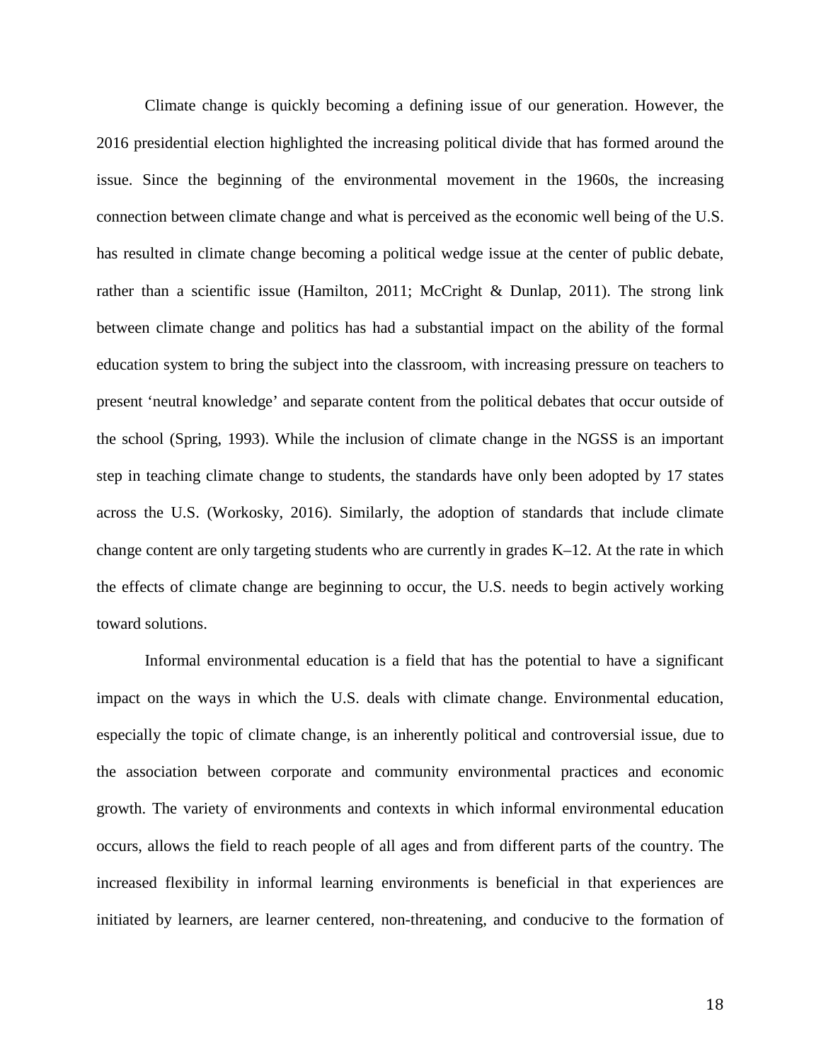Climate change is quickly becoming a defining issue of our generation. However, the 2016 presidential election highlighted the increasing political divide that has formed around the issue. Since the beginning of the environmental movement in the 1960s, the increasing connection between climate change and what is perceived as the economic well being of the U.S. has resulted in climate change becoming a political wedge issue at the center of public debate, rather than a scientific issue (Hamilton, 2011; McCright & Dunlap, 2011). The strong link between climate change and politics has had a substantial impact on the ability of the formal education system to bring the subject into the classroom, with increasing pressure on teachers to present 'neutral knowledge' and separate content from the political debates that occur outside of the school (Spring, 1993). While the inclusion of climate change in the NGSS is an important step in teaching climate change to students, the standards have only been adopted by 17 states across the U.S. (Workosky, 2016). Similarly, the adoption of standards that include climate change content are only targeting students who are currently in grades K–12. At the rate in which the effects of climate change are beginning to occur, the U.S. needs to begin actively working toward solutions.

Informal environmental education is a field that has the potential to have a significant impact on the ways in which the U.S. deals with climate change. Environmental education, especially the topic of climate change, is an inherently political and controversial issue, due to the association between corporate and community environmental practices and economic growth. The variety of environments and contexts in which informal environmental education occurs, allows the field to reach people of all ages and from different parts of the country. The increased flexibility in informal learning environments is beneficial in that experiences are initiated by learners, are learner centered, non-threatening, and conducive to the formation of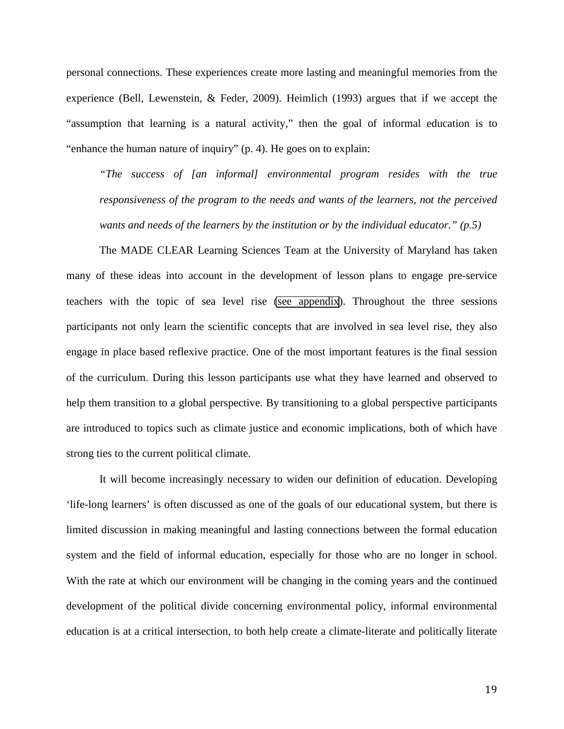personal connections. These experiences create more lasting and meaningful memories from the experience (Bell, Lewenstein, & Feder, 2009). Heimlich (1993) argues that if we accept the "assumption that learning is a natural activity," then the goal of informal education is to "enhance the human nature of inquiry" (p. 4). He goes on to explain:

> *"The success of [an informal] environmental program resides with the true responsiveness of the program to the needs and wants of the learners, not the perceived wants and needs of the learners by the institution or by the individual educator." (p.5)*

The MADE CLEAR Learning Sciences Team at the University of Maryland has taken many of these ideas into account in the development of lesson plans to engage pre-service teachers with the topic of sea level rise (see appendix). Throughout the three sessions participants not only learn the scientific concepts that are involved in sea level rise, they also engage in place based reflexive practice. One of the most important features is the final session of the curriculum. During this lesson participants use what they have learned and observed to help them transition to a global perspective. By transitioning to a global perspective participants are introduced to topics such as climate justice and economic implications, both of which have strong ties to the current political climate.

It will become increasingly necessary to widen our definition of education. Developing 'life-long learners' is often discussed as one of the goals of our educational system, but there is limited discussion in making meaningful and lasting connections between the formal education system and the field of informal education, especially for those who are no longer in school. With the rate at which our environment will be changing in the coming years and the continued development of the political divide concerning environmental policy, informal environmental education is at a critical intersection, to both help create a climate-literate and politically literate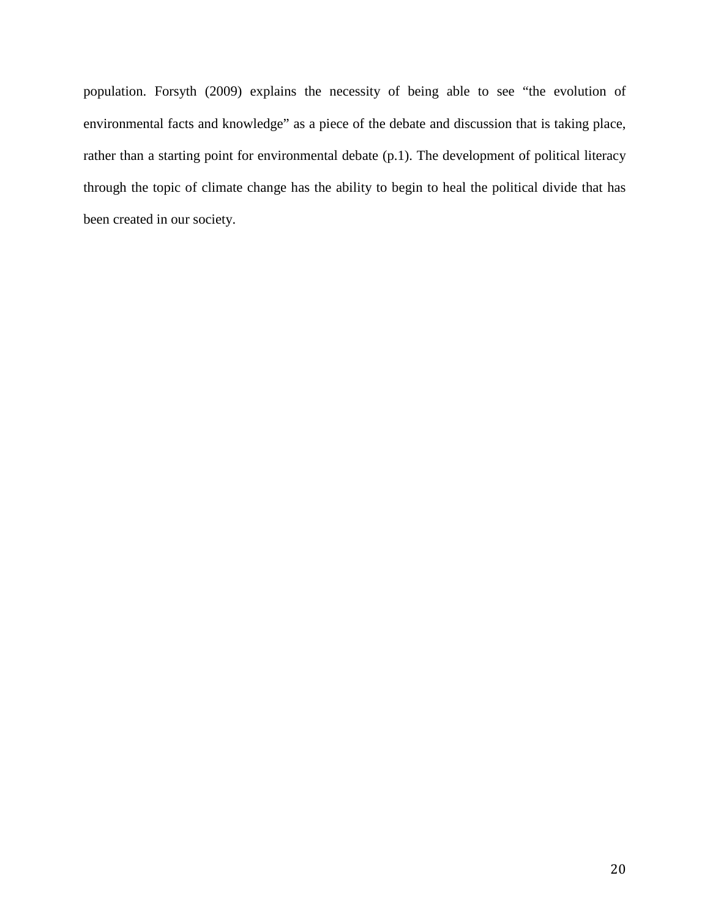population. Forsyth (2009) explains the necessity of being able to see "the evolution of environmental facts and knowledge" as a piece of the debate and discussion that is taking place, rather than a starting point for environmental debate (p.1). The development of political literacy through the topic of climate change has the ability to begin to heal the political divide that has been created in our society.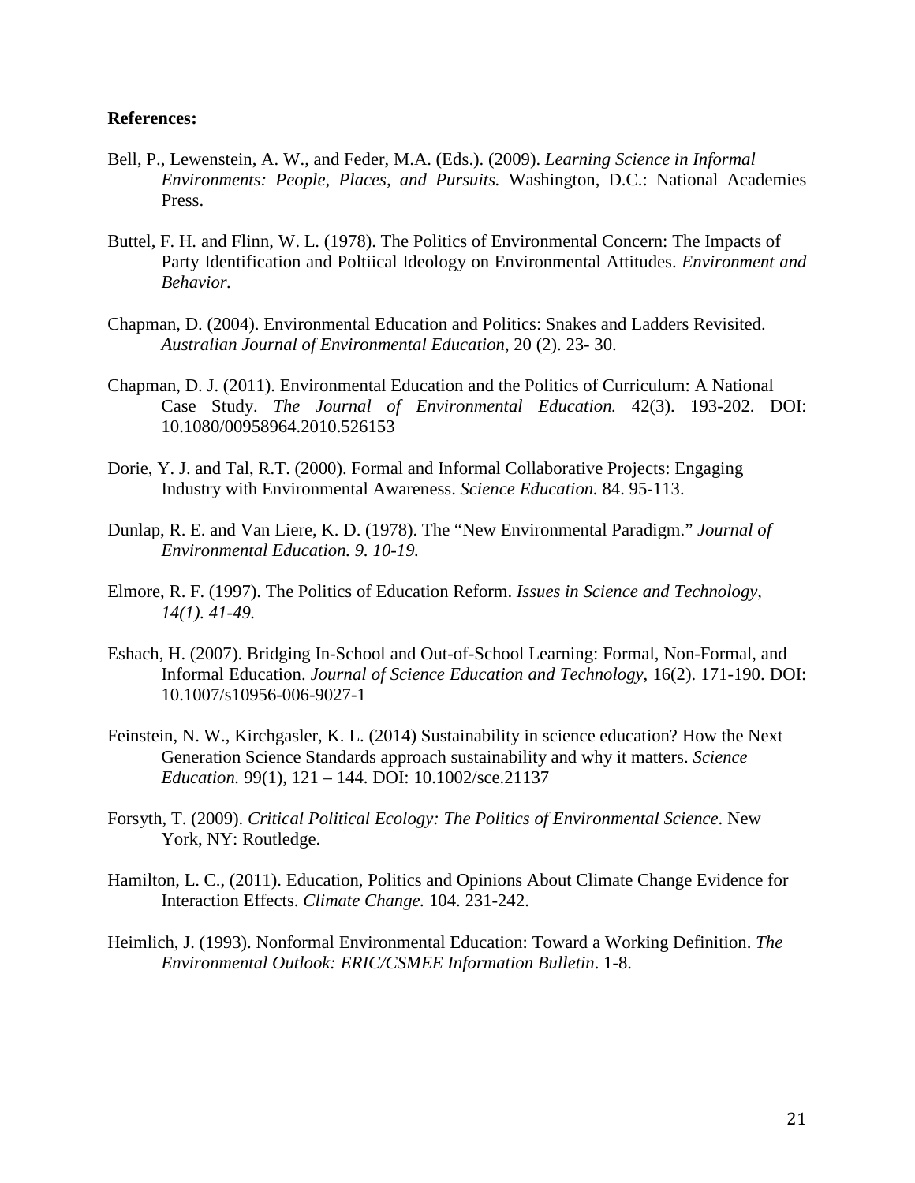**References:**

Bell, P., Lewenstein, A. W., and Feder, M.A. (Eds.). (2009). *Learning Science in Informal Environments: People, Places, and Pursuits.* Washington, D.C.: National Academies Press.

Buttel, F. H. and Flinn, W. L. (1978). The Politics of Environmental Concern: The Impacts of Party Identification and Poltiical Ideology on Environmental Attitudes. *Environment and Behavior.*

Chapman, D. (2004). Environmental Education and Politics: Snakes and Ladders Revisited. *Australian Journal of Environmental Education*, 20 (2). 23- 30.

Chapman, D. J. (2011). Environmental Education and the Politics of Curriculum: A National Case Study. *The Journal of Environmental Education.* 42(3). 193-202. DOI: 10.1080/00958964.2010.526153

Dorie, Y. J. and Tal, R.T. (2000). Formal and Informal Collaborative Projects: Engaging Industry with Environmental Awareness. *Science Education.* 84. 95-113.

Dunlap, R. E. and Van Liere, K. D. (1978). The "New Environmental Paradigm." *Journal of Environmental Education. 9. 10-19.*

Elmore, R. F. (1997). The Politics of Education Reform. *Issues in Science and Technology, 14(1). 41-49.*

Eshach, H. (2007). Bridging In-School and Out-of-School Learning: Formal, Non-Formal, and Informal Education. *Journal of Science Education and Technology*, 16(2). 171-190. DOI: 10.1007/s10956-006-9027-1

Feinstein, N. W., Kirchgasler, K. L. (2014) Sustainability in science education? How the Next Generation Science Standards approach sustainability and why it matters. *Science Education.* 99(1), 121 – 144. DOI: 10.1002/sce.21137

Forsyth, T. (2009). *Critical Political Ecology: The Politics of Environmental Science*. New York, NY: Routledge.

Hamilton, L. C., (2011). Education, Politics and Opinions About Climate Change Evidence for Interaction Effects. *Climate Change.* 104. 231-242.

Heimlich, J. (1993). Nonformal Environmental Education: Toward a Working Definition. *The Environmental Outlook: ERIC/CSMEE Information Bulletin*. 1-8.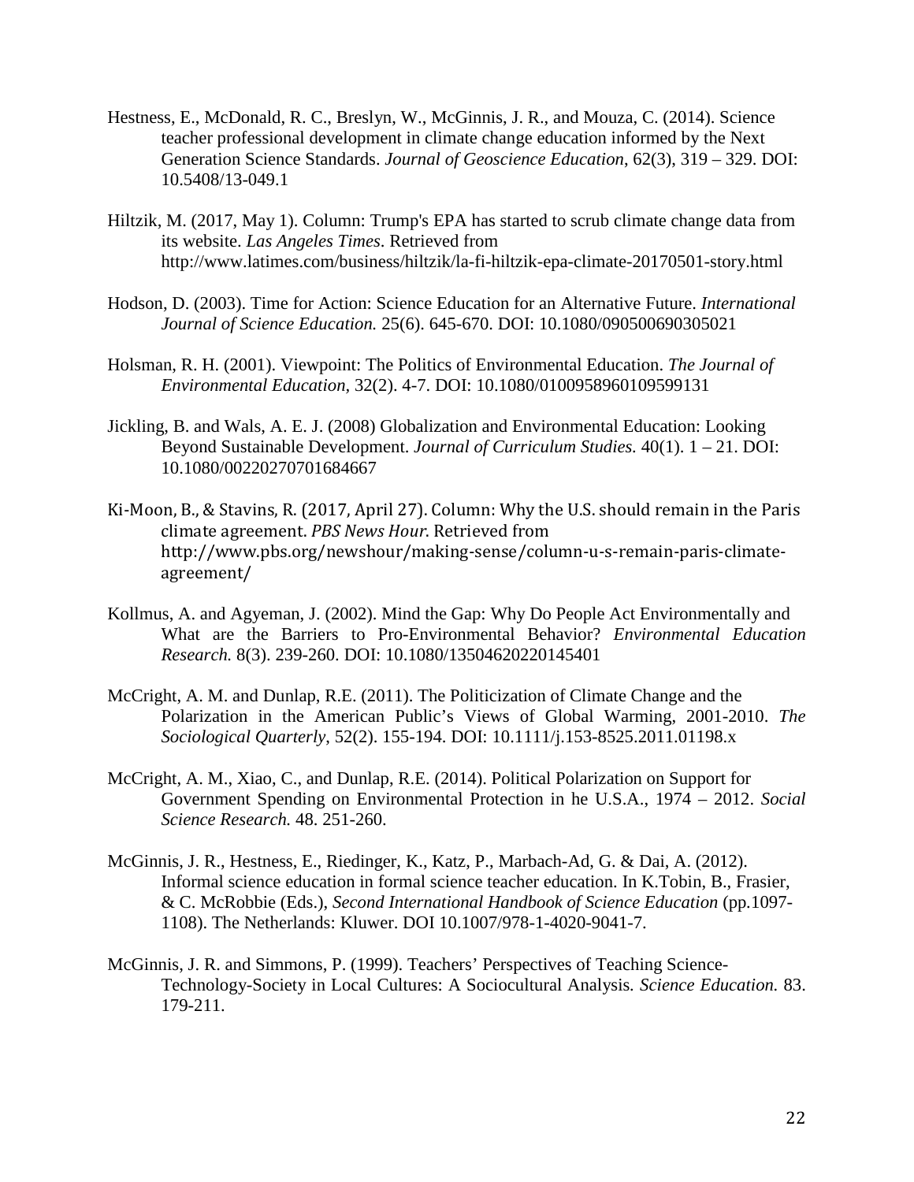Hestness, E., McDonald, R. C., Breslyn, W., McGinnis, J. R., and Mouza, C. (2014). Science teacher professional development in climate change education informed by the Next Generation Science Standards. *Journal of Geoscience Education*, 62(3), 319 – 329. DOI: 10.5408/13-049.1

Hiltzik, M. (2017, May 1). Column: Trump's EPA has started to scrub climate change data from its website. *Las Angeles Times*. Retrieved from http://www.latimes.com/business/hiltzik/la-fi-hiltzik-epa-climate-20170501-story.html

Hodson, D. (2003). Time for Action: Science Education for an Alternative Future. *International Journal of Science Education.* 25(6). 645-670. DOI: 10.1080/090500690305021

Holsman, R. H. (2001). Viewpoint: The Politics of Environmental Education. *The Journal of Environmental Education*, 32(2). 4-7. DOI: 10.1080/0100958960109599131

Jickling, B. and Wals, A. E. J. (2008) Globalization and Environmental Education: Looking Beyond Sustainable Development. *Journal of Curriculum Studies.* 40(1). 1 – 21. DOI: 10.1080/00220270701684667

Ki-Moon, B., & Stavins, R. (2017, April 27). Column: Why the U.S. should remain in the Paris climate agreement. *PBS News Hour.* Retrieved from http://www.pbs.org/newshour/making-sense/column-u-s-remain-paris-climate-agreement/

Kollmus, A. and Agyeman, J. (2002). Mind the Gap: Why Do People Act Environmentally and What are the Barriers to Pro-Environmental Behavior? *Environmental Education Research.* 8(3). 239-260. DOI: 10.1080/13504620220145401

McCright, A. M. and Dunlap, R.E. (2011). The Politicization of Climate Change and the Polarization in the American Public's Views of Global Warming, 2001-2010. *The Sociological Quarterly*, 52(2). 155-194. DOI: 10.1111/j.153-8525.2011.01198.x

McCright, A. M., Xiao, C., and Dunlap, R.E. (2014). Political Polarization on Support for Government Spending on Environmental Protection in he U.S.A., 1974 – 2012. *Social Science Research.* 48. 251-260.

McGinnis, J. R., Hestness, E., Riedinger, K., Katz, P., Marbach-Ad, G. & Dai, A. (2012). Informal science education in formal science teacher education. In K.Tobin, B., Frasier, & C. McRobbie (Eds.), *Second International Handbook of Science Education* (pp.1097-1108). The Netherlands: Kluwer. DOI 10.1007/978-1-4020-9041-7.

McGinnis, J. R. and Simmons, P. (1999). Teachers' Perspectives of Teaching Science-Technology-Society in Local Cultures: A Sociocultural Analysis. *Science Education.* 83. 179-211.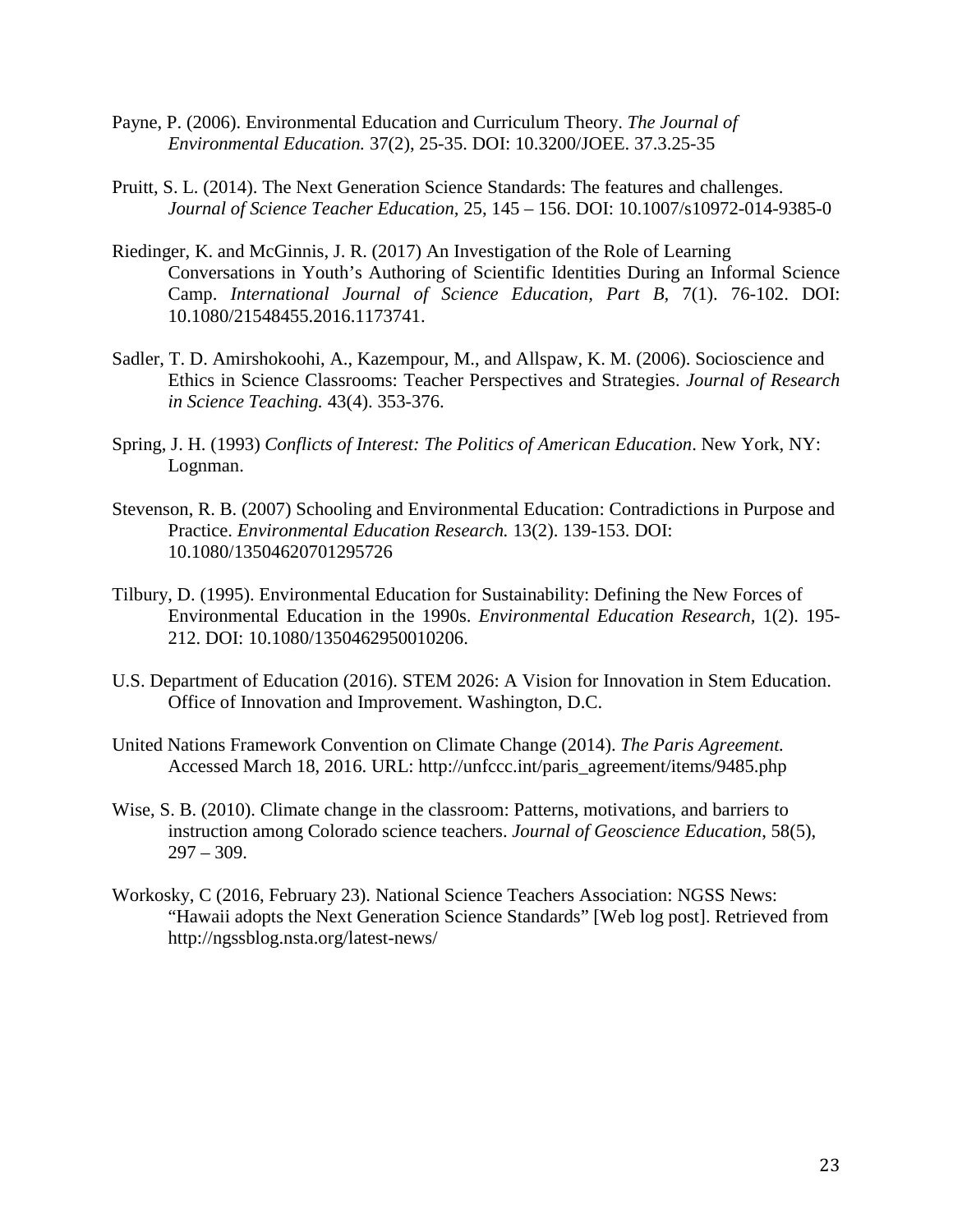Payne, P. (2006). Environmental Education and Curriculum Theory. *The Journal of Environmental Education.* 37(2), 25-35. DOI: 10.3200/JOEE. 37.3.25-35

Pruitt, S. L. (2014). The Next Generation Science Standards: The features and challenges. *Journal of Science Teacher Education,* 25, 145 – 156. DOI: 10.1007/s10972-014-9385-0

Riedinger, K. and McGinnis, J. R. (2017) An Investigation of the Role of Learning Conversations in Youth's Authoring of Scientific Identities During an Informal Science Camp. *International Journal of Science Education, Part B,* 7(1). 76-102. DOI: 10.1080/21548455.2016.1173741.

Sadler, T. D. Amirshokoohi, A., Kazempour, M., and Allspaw, K. M. (2006). Socioscience and Ethics in Science Classrooms: Teacher Perspectives and Strategies. *Journal of Research in Science Teaching.* 43(4). 353-376.

Spring, J. H. (1993) *Conflicts of Interest: The Politics of American Education*. New York, NY: Lognman.

Stevenson, R. B. (2007) Schooling and Environmental Education: Contradictions in Purpose and Practice. *Environmental Education Research.* 13(2). 139-153. DOI: 10.1080/13504620701295726

Tilbury, D. (1995). Environmental Education for Sustainability: Defining the New Forces of Environmental Education in the 1990s. *Environmental Education Research,* 1(2). 195-212. DOI: 10.1080/1350462950010206.

U.S. Department of Education (2016). STEM 2026: A Vision for Innovation in Stem Education. Office of Innovation and Improvement. Washington, D.C.

United Nations Framework Convention on Climate Change (2014). *The Paris Agreement.* Accessed March 18, 2016. URL: http://unfccc.int/paris_agreement/items/9485.php

Wise, S. B. (2010). Climate change in the classroom: Patterns, motivations, and barriers to instruction among Colorado science teachers. *Journal of Geoscience Education*, 58(5), 297 – 309.

Workosky, C (2016, February 23). National Science Teachers Association: NGSS News: "Hawaii adopts the Next Generation Science Standards" [Web log post]. Retrieved from http://ngssblog.nsta.org/latest-news/